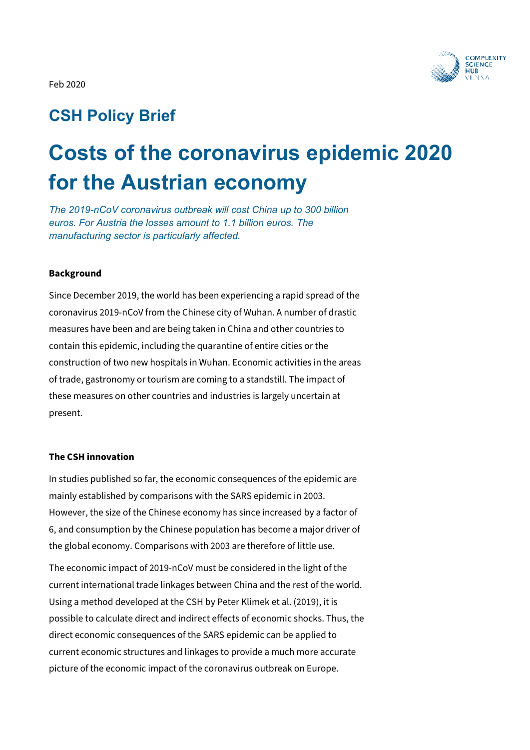Feb 2020

## CSH Policy Brief

# Costs of the coronavirus epidemic 2020 for the Austrian economy

*The 2019-nCoV coronavirus outbreak will cost China up to 300 billion euros. For Austria the losses amount to 1.1 billion euros. The manufacturing sector is particularly affected.*

**Background**

Since December 2019, the world has been experiencing a rapid spread of the coronavirus 2019-nCoV from the Chinese city of Wuhan. A number of drastic measures have been and are being taken in China and other countries to contain this epidemic, including the quarantine of entire cities or the construction of two new hospitals in Wuhan. Economic activities in the areas of trade, gastronomy or tourism are coming to a standstill. The impact of these measures on other countries and industries is largely uncertain at present.

**The CSH innovation**

In studies published so far, the economic consequences of the epidemic are mainly established by comparisons with the SARS epidemic in 2003. However, the size of the Chinese economy has since increased by a factor of 6, and consumption by the Chinese population has become a major driver of the global economy. Comparisons with 2003 are therefore of little use.

The economic impact of 2019-nCoV must be considered in the light of the current international trade linkages between China and the rest of the world. Using a method developed at the CSH by Peter Klimek et al. (2019), it is possible to calculate direct and indirect effects of economic shocks. Thus, the direct economic consequences of the SARS epidemic can be applied to current economic structures and linkages to provide a much more accurate picture of the economic impact of the coronavirus outbreak on Europe.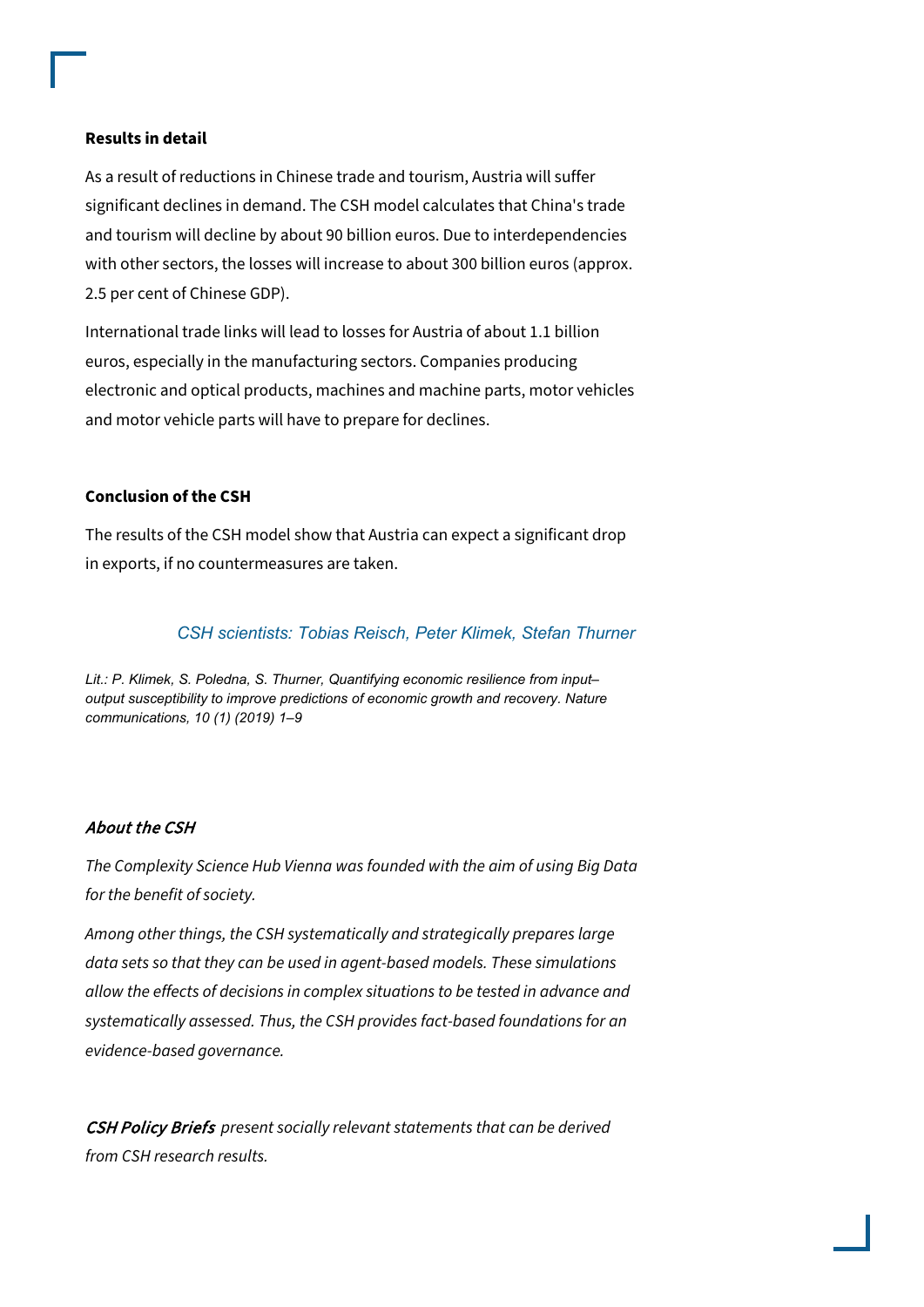**Results in detail**

As a result of reductions in Chinese trade and tourism, Austria will suffer significant declines in demand. The CSH model calculates that China's trade and tourism will decline by about 90 billion euros. Due to interdependencies with other sectors, the losses will increase to about 300 billion euros (approx. 2.5 per cent of Chinese GDP).

International trade links will lead to losses for Austria of about 1.1 billion euros, especially in the manufacturing sectors. Companies producing electronic and optical products, machines and machine parts, motor vehicles and motor vehicle parts will have to prepare for declines.

**Conclusion of the CSH**

The results of the CSH model show that Austria can expect a significant drop in exports, if no countermeasures are taken.

*CSH scientists: Tobias Reisch, Peter Klimek, Stefan Thurner*

*Lit.: P. Klimek, S. Poledna, S. Thurner, Quantifying economic resilience from input–output susceptibility to improve predictions of economic growth and recovery. Nature communications, 10 (1) (2019) 1–9*

***About the CSH***

*The Complexity Science Hub Vienna was founded with the aim of using Big Data for the benefit of society.*

*Among other things, the CSH systematically and strategically prepares large data sets so that they can be used in agent-based models. These simulations allow the effects of decisions in complex situations to be tested in advance and systematically assessed. Thus, the CSH provides fact-based foundations for an evidence-based governance.*

***CSH Policy Briefs*** *present socially relevant statements that can be derived from CSH research results.*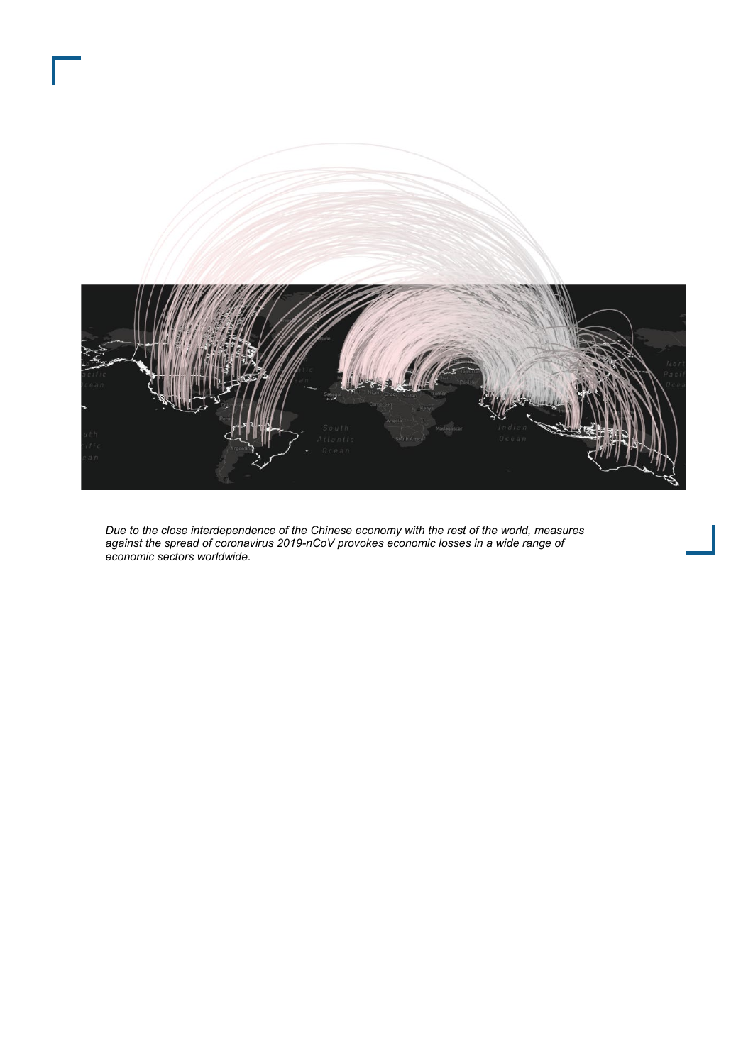*Due to the close interdependence of the Chinese economy with the rest of the world, measures against the spread of coronavirus 2019-nCoV provokes economic losses in a wide range of economic sectors worldwide.*